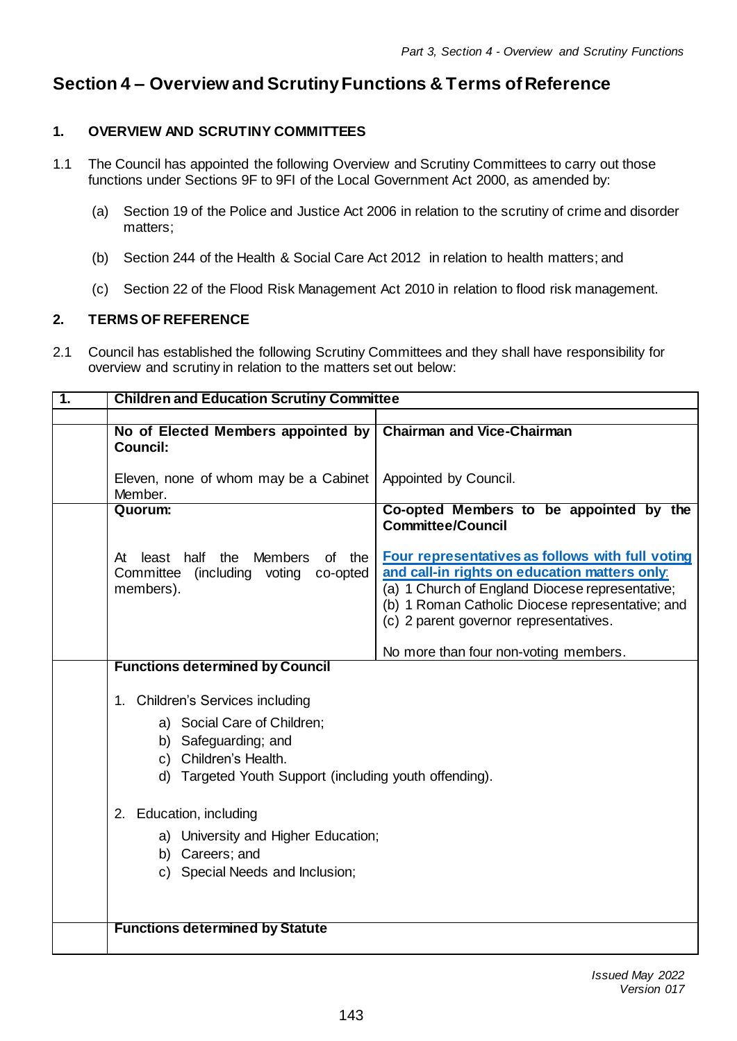# Section 4 – Overview and Scrutiny Functions & Terms of Reference

## 1. OVERVIEW AND SCRUTINY COMMITTEES

1.1 The Council has appointed the following Overview and Scrutiny Committees to carry out those functions under Sections 9F to 9FI of the Local Government Act 2000, as amended by:

(a) Section 19 of the Police and Justice Act 2006 in relation to the scrutiny of crime and disorder matters;

(b) Section 244 of the Health & Social Care Act 2012 in relation to health matters; and

(c) Section 22 of the Flood Risk Management Act 2010 in relation to flood risk management.

## 2. TERMS OF REFERENCE

2.1 Council has established the following Scrutiny Committees and they shall have responsibility for overview and scrutiny in relation to the matters set out below:

| 1. | **Children and Education Scrutiny Committee** | |
|---|---|---|
| | **No of Elected Members appointed by Council:**<br><br>Eleven, none of whom may be a Cabinet Member. | **Chairman and Vice-Chairman**<br><br>Appointed by Council. |
| | **Quorum:**<br><br>At least half the Members of the Committee (including voting co-opted members). | **Co-opted Members to be appointed by the Committee/Council**<br><br>**Four representatives as follows with full voting and call-in rights on education matters only:**<br>(a) 1 Church of England Diocese representative;<br>(b) 1 Roman Catholic Diocese representative; and<br>(c) 2 parent governor representatives.<br><br>No more than four non-voting members. |
| | **Functions determined by Council**<br><br>1. Children's Services including<br>a) Social Care of Children;<br>b) Safeguarding; and<br>c) Children's Health.<br>d) Targeted Youth Support (including youth offending).<br><br>2. Education, including<br>a) University and Higher Education;<br>b) Careers; and<br>c) Special Needs and Inclusion; | |
| | **Functions determined by Statute** | |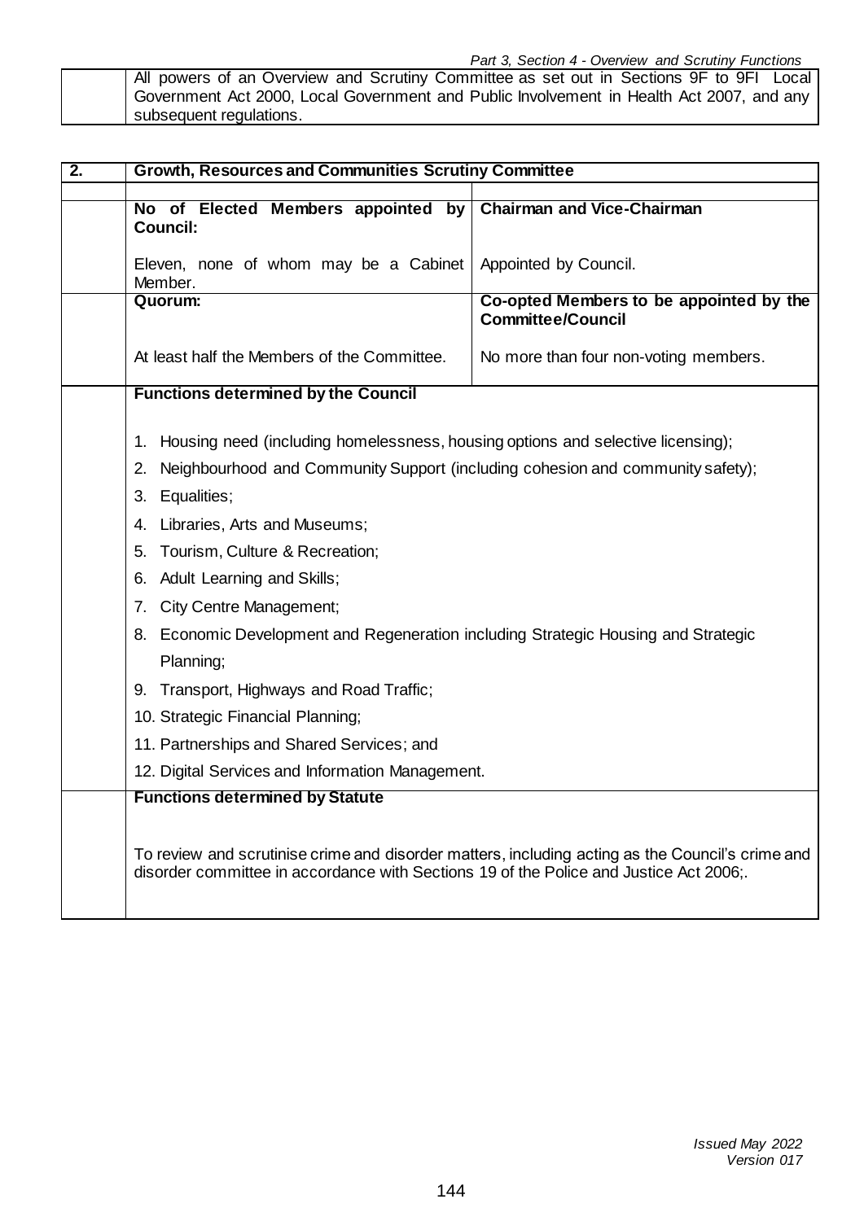| | All powers of an Overview and Scrutiny Committee as set out in Sections 9F to 9FI Local Government Act 2000, Local Government and Public Involvement in Health Act 2007, and any subsequent regulations. |
|---|---|

| 2. | Growth, Resources and Communities Scrutiny Committee | |
|---|---|---|
| | **No of Elected Members appointed by Council:**<br><br>Eleven, none of whom may be a Cabinet Member. | **Chairman and Vice-Chairman**<br><br>Appointed by Council. |
| | **Quorum:**<br><br>At least half the Members of the Committee. | **Co-opted Members to be appointed by the Committee/Council**<br><br>No more than four non-voting members. |
| | **Functions determined by the Council**<br><br>1. Housing need (including homelessness, housing options and selective licensing);<br>2. Neighbourhood and Community Support (including cohesion and community safety);<br>3. Equalities;<br>4. Libraries, Arts and Museums;<br>5. Tourism, Culture & Recreation;<br>6. Adult Learning and Skills;<br>7. City Centre Management;<br>8. Economic Development and Regeneration including Strategic Housing and Strategic Planning;<br>9. Transport, Highways and Road Traffic;<br>10. Strategic Financial Planning;<br>11. Partnerships and Shared Services; and<br>12. Digital Services and Information Management. | |
| | **Functions determined by Statute**<br><br>To review and scrutinise crime and disorder matters, including acting as the Council's crime and disorder committee in accordance with Sections 19 of the Police and Justice Act 2006;. | |

*Issued May 2022*
*Version 017*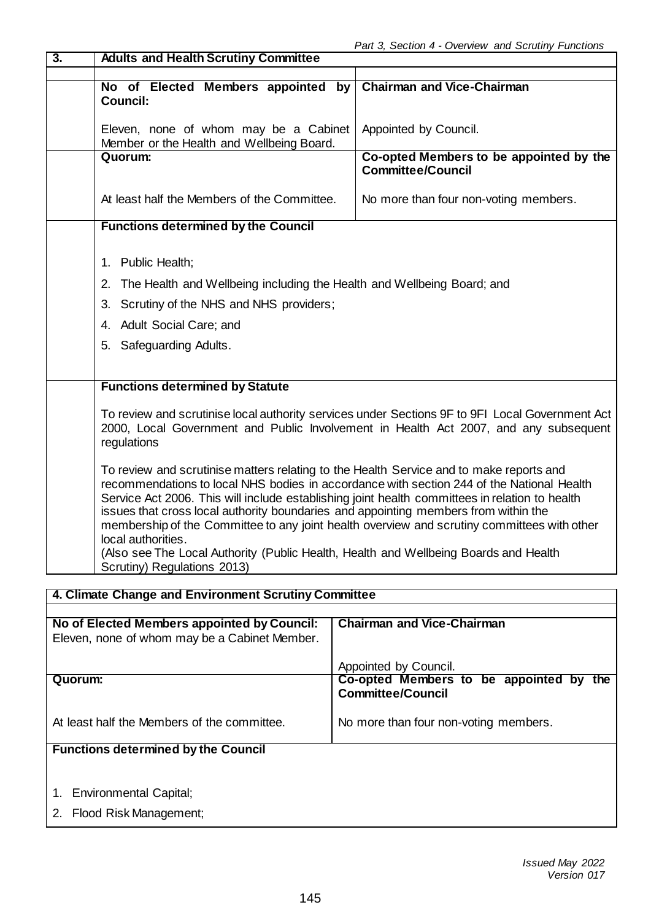| 3. | Adults and Health Scrutiny Committee | |
|---|---|---|
| | **No of Elected Members appointed by Council:**<br><br>Eleven, none of whom may be a Cabinet Member or the Health and Wellbeing Board. | **Chairman and Vice-Chairman**<br><br>Appointed by Council. |
| | **Quorum:**<br><br>At least half the Members of the Committee. | **Co-opted Members to be appointed by the Committee/Council**<br><br>No more than four non-voting members. |

**Functions determined by the Council**

1. Public Health;
2. The Health and Wellbeing including the Health and Wellbeing Board; and
3. Scrutiny of the NHS and NHS providers;
4. Adult Social Care; and
5. Safeguarding Adults.

**Functions determined by Statute**

To review and scrutinise local authority services under Sections 9F to 9FI Local Government Act 2000, Local Government and Public Involvement in Health Act 2007, and any subsequent regulations

To review and scrutinise matters relating to the Health Service and to make reports and recommendations to local NHS bodies in accordance with section 244 of the National Health Service Act 2006. This will include establishing joint health committees in relation to health issues that cross local authority boundaries and appointing members from within the membership of the Committee to any joint health overview and scrutiny committees with other local authorities.
(Also see The Local Authority (Public Health, Health and Wellbeing Boards and Health Scrutiny) Regulations 2013)

| 4. Climate Change and Environment Scrutiny Committee | |
|---|---|
| **No of Elected Members appointed by Council:**<br>Eleven, none of whom may be a Cabinet Member. | **Chairman and Vice-Chairman**<br><br>Appointed by Council. |
| **Quorum:**<br><br>At least half the Members of the committee. | **Co-opted Members to be appointed by the Committee/Council**<br><br>No more than four non-voting members. |

**Functions determined by the Council**

1. Environmental Capital;
2. Flood Risk Management;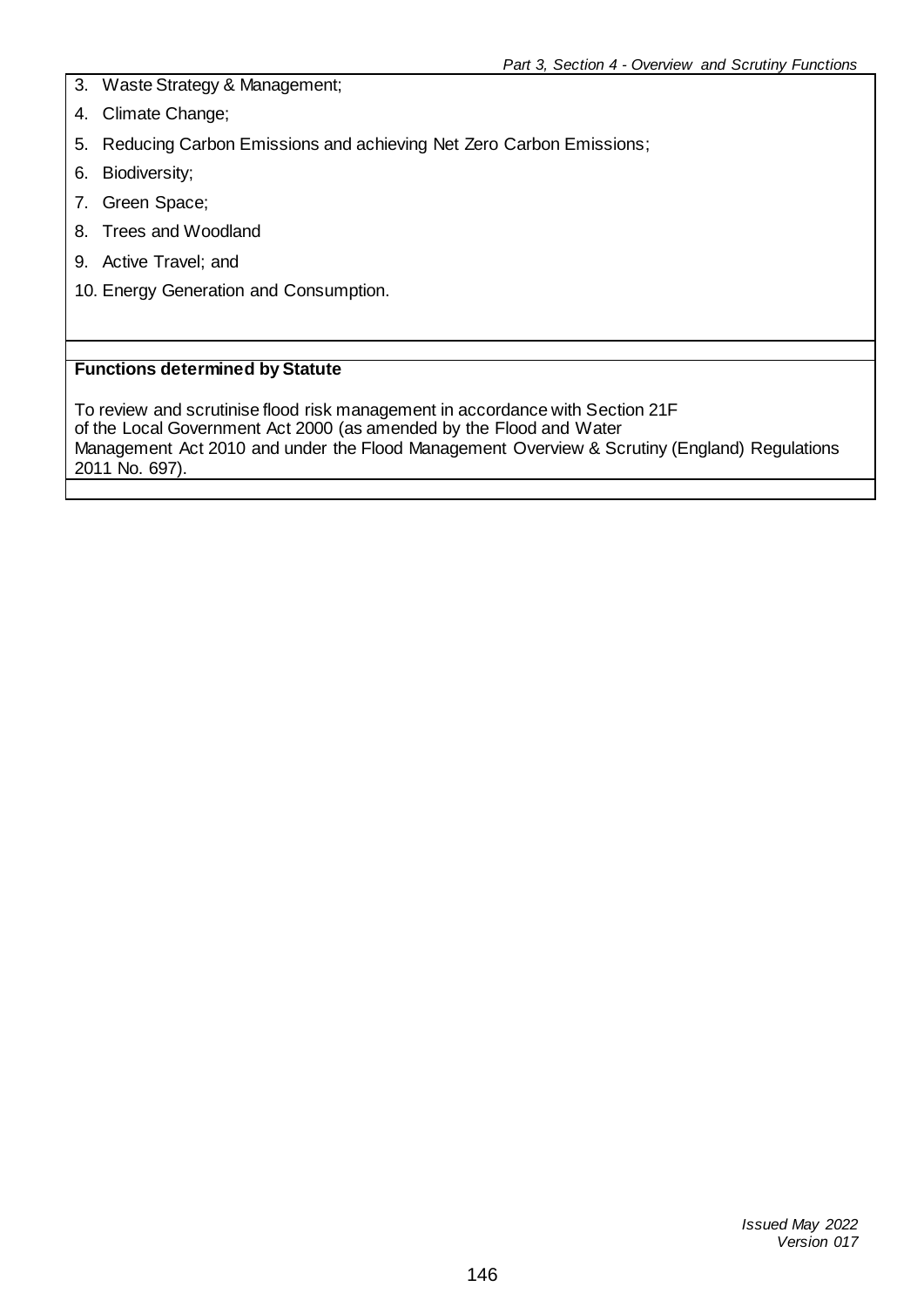3. Waste Strategy & Management;
4. Climate Change;
5. Reducing Carbon Emissions and achieving Net Zero Carbon Emissions;
6. Biodiversity;
7. Green Space;
8. Trees and Woodland
9. Active Travel; and
10. Energy Generation and Consumption.

**Functions determined by Statute**

To review and scrutinise flood risk management in accordance with Section 21F of the Local Government Act 2000 (as amended by the Flood and Water Management Act 2010 and under the Flood Management Overview & Scrutiny (England) Regulations 2011 No. 697).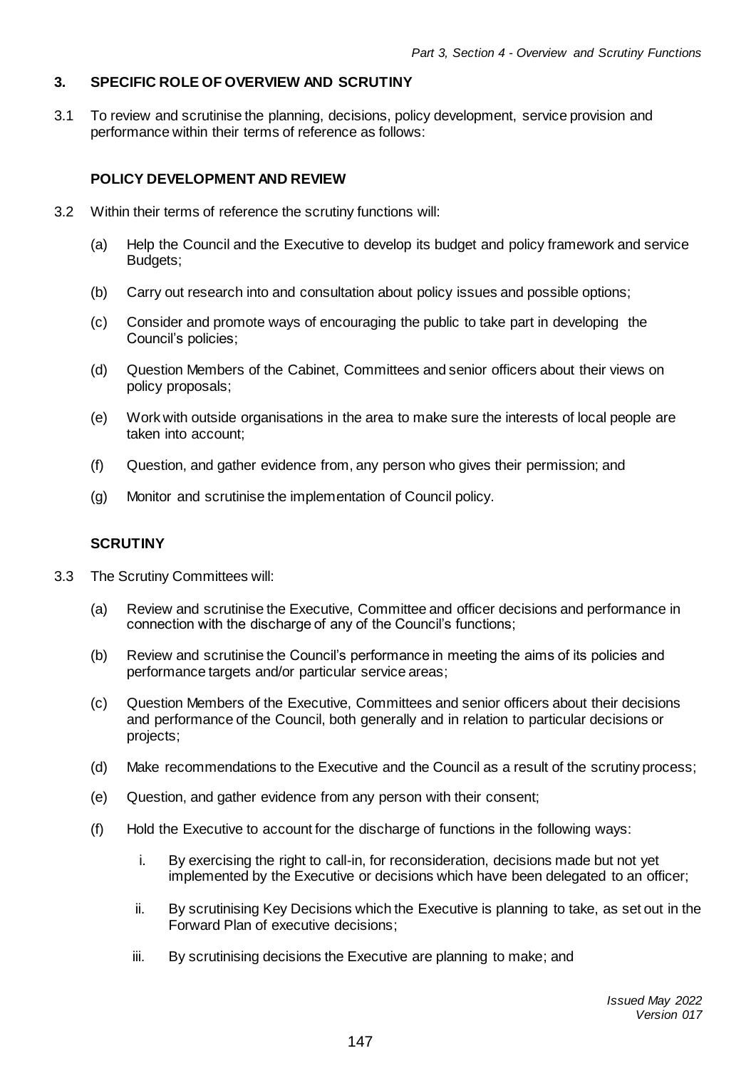## 3. SPECIFIC ROLE OF OVERVIEW AND SCRUTINY

3.1 To review and scrutinise the planning, decisions, policy development, service provision and performance within their terms of reference as follows:

### POLICY DEVELOPMENT AND REVIEW

3.2 Within their terms of reference the scrutiny functions will:

(a) Help the Council and the Executive to develop its budget and policy framework and service Budgets;

(b) Carry out research into and consultation about policy issues and possible options;

(c) Consider and promote ways of encouraging the public to take part in developing the Council's policies;

(d) Question Members of the Cabinet, Committees and senior officers about their views on policy proposals;

(e) Work with outside organisations in the area to make sure the interests of local people are taken into account;

(f) Question, and gather evidence from, any person who gives their permission; and

(g) Monitor and scrutinise the implementation of Council policy.

### SCRUTINY

3.3 The Scrutiny Committees will:

(a) Review and scrutinise the Executive, Committee and officer decisions and performance in connection with the discharge of any of the Council's functions;

(b) Review and scrutinise the Council's performance in meeting the aims of its policies and performance targets and/or particular service areas;

(c) Question Members of the Executive, Committees and senior officers about their decisions and performance of the Council, both generally and in relation to particular decisions or projects;

(d) Make recommendations to the Executive and the Council as a result of the scrutiny process;

(e) Question, and gather evidence from any person with their consent;

(f) Hold the Executive to account for the discharge of functions in the following ways:

i. By exercising the right to call-in, for reconsideration, decisions made but not yet implemented by the Executive or decisions which have been delegated to an officer;

ii. By scrutinising Key Decisions which the Executive is planning to take, as set out in the Forward Plan of executive decisions;

iii. By scrutinising decisions the Executive are planning to make; and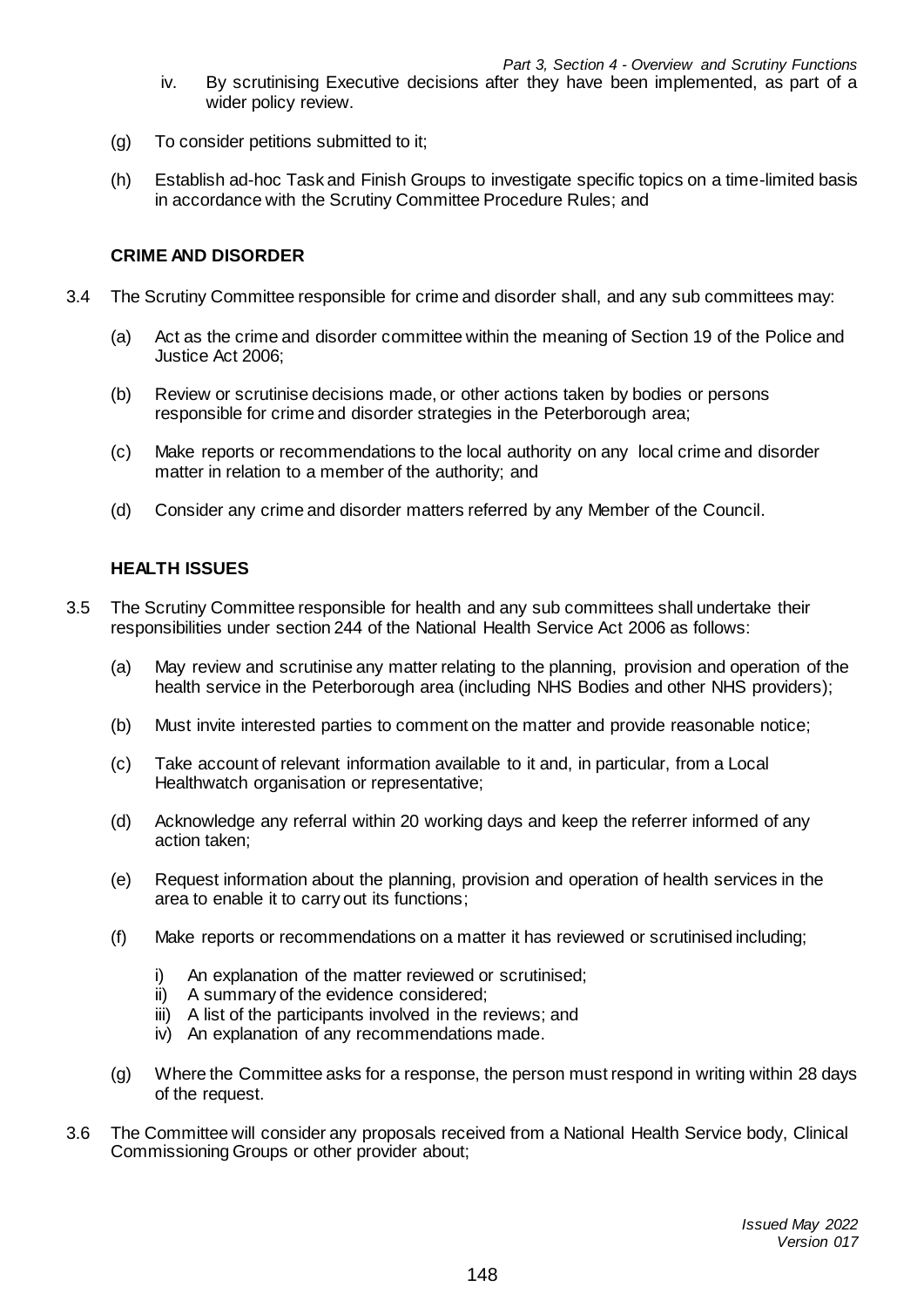iv. By scrutinising Executive decisions after they have been implemented, as part of a wider policy review.

(g) To consider petitions submitted to it;

(h) Establish ad-hoc Task and Finish Groups to investigate specific topics on a time-limited basis in accordance with the Scrutiny Committee Procedure Rules; and

**CRIME AND DISORDER**

3.4 The Scrutiny Committee responsible for crime and disorder shall, and any sub committees may:

(a) Act as the crime and disorder committee within the meaning of Section 19 of the Police and Justice Act 2006;

(b) Review or scrutinise decisions made, or other actions taken by bodies or persons responsible for crime and disorder strategies in the Peterborough area;

(c) Make reports or recommendations to the local authority on any local crime and disorder matter in relation to a member of the authority; and

(d) Consider any crime and disorder matters referred by any Member of the Council.

**HEALTH ISSUES**

3.5 The Scrutiny Committee responsible for health and any sub committees shall undertake their responsibilities under section 244 of the National Health Service Act 2006 as follows:

(a) May review and scrutinise any matter relating to the planning, provision and operation of the health service in the Peterborough area (including NHS Bodies and other NHS providers);

(b) Must invite interested parties to comment on the matter and provide reasonable notice;

(c) Take account of relevant information available to it and, in particular, from a Local Healthwatch organisation or representative;

(d) Acknowledge any referral within 20 working days and keep the referrer informed of any action taken;

(e) Request information about the planning, provision and operation of health services in the area to enable it to carry out its functions;

(f) Make reports or recommendations on a matter it has reviewed or scrutinised including;

i) An explanation of the matter reviewed or scrutinised;
ii) A summary of the evidence considered;
iii) A list of the participants involved in the reviews; and
iv) An explanation of any recommendations made.

(g) Where the Committee asks for a response, the person must respond in writing within 28 days of the request.

3.6 The Committee will consider any proposals received from a National Health Service body, Clinical Commissioning Groups or other provider about;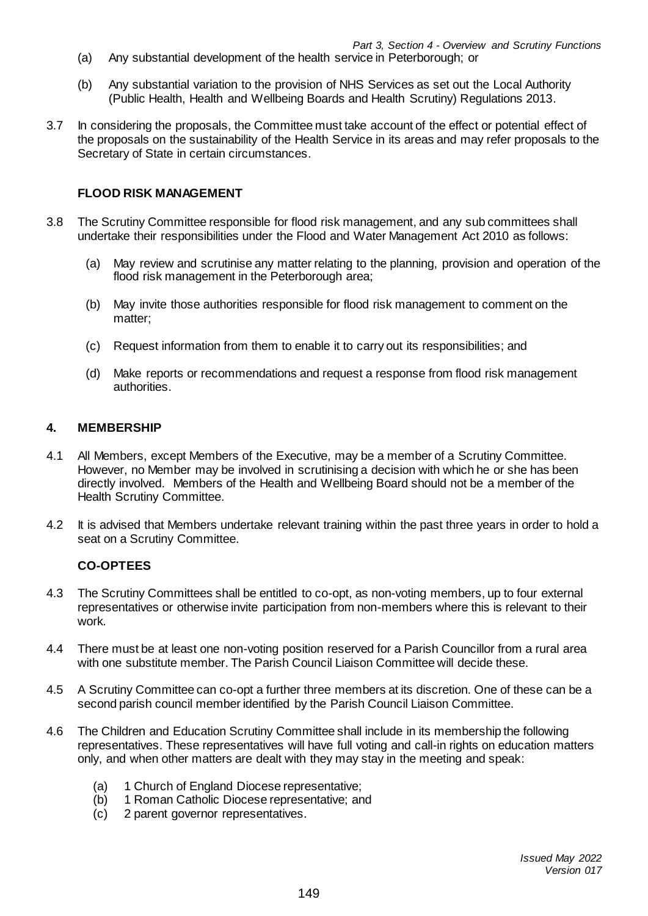(a) Any substantial development of the health service in Peterborough; or

(b) Any substantial variation to the provision of NHS Services as set out the Local Authority (Public Health, Health and Wellbeing Boards and Health Scrutiny) Regulations 2013.

3.7 In considering the proposals, the Committee must take account of the effect or potential effect of the proposals on the sustainability of the Health Service in its areas and may refer proposals to the Secretary of State in certain circumstances.

**FLOOD RISK MANAGEMENT**

3.8 The Scrutiny Committee responsible for flood risk management, and any sub committees shall undertake their responsibilities under the Flood and Water Management Act 2010 as follows:

(a) May review and scrutinise any matter relating to the planning, provision and operation of the flood risk management in the Peterborough area;

(b) May invite those authorities responsible for flood risk management to comment on the matter;

(c) Request information from them to enable it to carry out its responsibilities; and

(d) Make reports or recommendations and request a response from flood risk management authorities.

## 4. MEMBERSHIP

4.1 All Members, except Members of the Executive, may be a member of a Scrutiny Committee. However, no Member may be involved in scrutinising a decision with which he or she has been directly involved. Members of the Health and Wellbeing Board should not be a member of the Health Scrutiny Committee.

4.2 It is advised that Members undertake relevant training within the past three years in order to hold a seat on a Scrutiny Committee.

**CO-OPTEES**

4.3 The Scrutiny Committees shall be entitled to co-opt, as non-voting members, up to four external representatives or otherwise invite participation from non-members where this is relevant to their work.

4.4 There must be at least one non-voting position reserved for a Parish Councillor from a rural area with one substitute member. The Parish Council Liaison Committee will decide these.

4.5 A Scrutiny Committee can co-opt a further three members at its discretion. One of these can be a second parish council member identified by the Parish Council Liaison Committee.

4.6 The Children and Education Scrutiny Committee shall include in its membership the following representatives. These representatives will have full voting and call-in rights on education matters only, and when other matters are dealt with they may stay in the meeting and speak:

(a) 1 Church of England Diocese representative;
(b) 1 Roman Catholic Diocese representative; and
(c) 2 parent governor representatives.